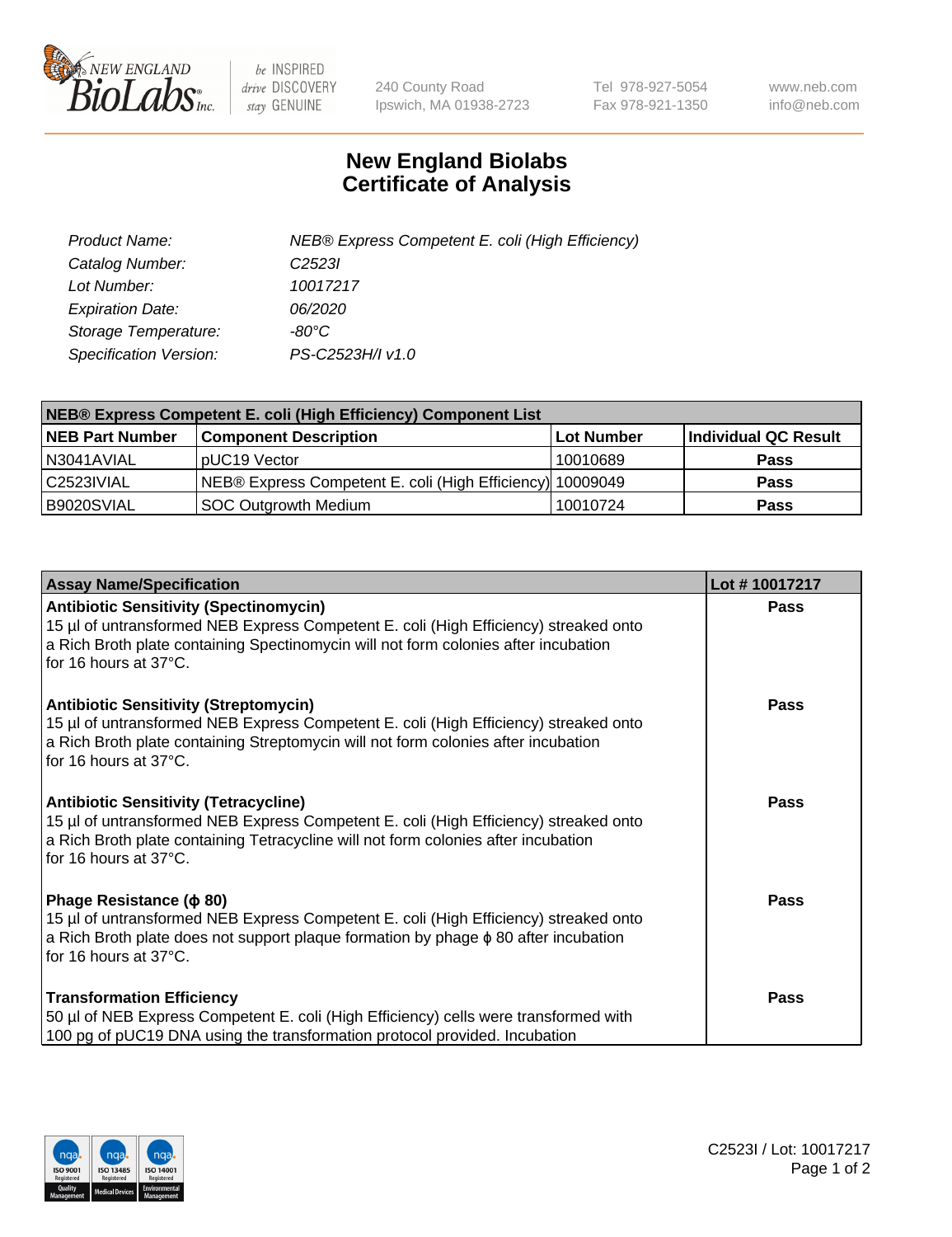# New England Biolabs Certificate of Analysis

| | |
|---|---|
| *Product Name:* | *NEB® Express Competent E. coli (High Efficiency)* |
| *Catalog Number:* | *C2523I* |
| *Lot Number:* | *10017217* |
| *Expiration Date:* | *06/2020* |
| *Storage Temperature:* | *-80°C* |
| *Specification Version:* | *PS-C2523H/I v1.0* |

| NEB® Express Competent E. coli (High Efficiency) Component List | | | |
|---|---|---|---|
| **NEB Part Number** | **Component Description** | **Lot Number** | **Individual QC Result** |
| N3041AVIAL | pUC19 Vector | 10010689 | **Pass** |
| C2523IVIAL | NEB® Express Competent E. coli (High Efficiency) | 10009049 | **Pass** |
| B9020SVIAL | SOC Outgrowth Medium | 10010724 | **Pass** |

| Assay Name/Specification | Lot # 10017217 |
|---|---|
| **Antibiotic Sensitivity (Spectinomycin)**<br>15 µl of untransformed NEB Express Competent E. coli (High Efficiency) streaked onto a Rich Broth plate containing Spectinomycin will not form colonies after incubation for 16 hours at 37°C. | **Pass** |
| **Antibiotic Sensitivity (Streptomycin)**<br>15 µl of untransformed NEB Express Competent E. coli (High Efficiency) streaked onto a Rich Broth plate containing Streptomycin will not form colonies after incubation for 16 hours at 37°C. | **Pass** |
| **Antibiotic Sensitivity (Tetracycline)**<br>15 µl of untransformed NEB Express Competent E. coli (High Efficiency) streaked onto a Rich Broth plate containing Tetracycline will not form colonies after incubation for 16 hours at 37°C. | **Pass** |
| **Phage Resistance (ϕ 80)**<br>15 µl of untransformed NEB Express Competent E. coli (High Efficiency) streaked onto a Rich Broth plate does not support plaque formation by phage ϕ 80 after incubation for 16 hours at 37°C. | **Pass** |
| **Transformation Efficiency**<br>50 µl of NEB Express Competent E. coli (High Efficiency) cells were transformed with 100 pg of pUC19 DNA using the transformation protocol provided. Incubation | **Pass** |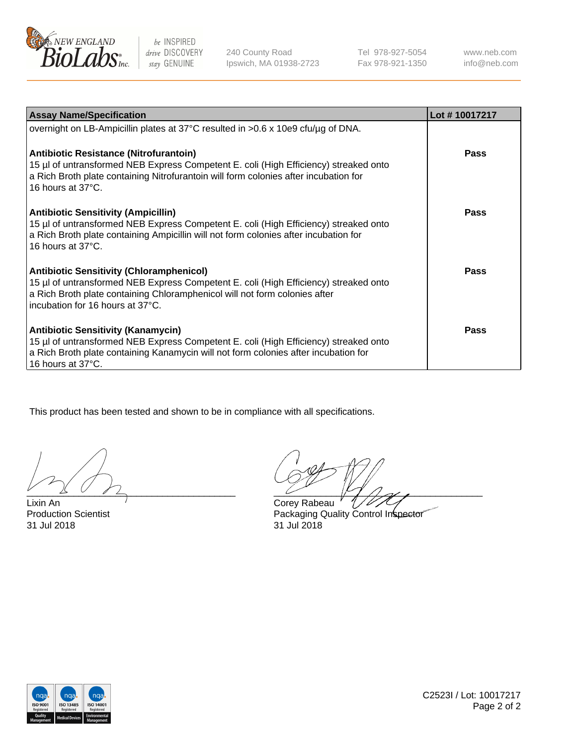| Assay Name/Specification | Lot # 10017217 |
| --- | --- |
| overnight on LB-Ampicillin plates at 37°C resulted in >0.6 x 10e9 cfu/µg of DNA. | |
| **Antibiotic Resistance (Nitrofurantoin)**<br>15 µl of untransformed NEB Express Competent E. coli (High Efficiency) streaked onto a Rich Broth plate containing Nitrofurantoin will form colonies after incubation for 16 hours at 37°C. | **Pass** |
| **Antibiotic Sensitivity (Ampicillin)**<br>15 µl of untransformed NEB Express Competent E. coli (High Efficiency) streaked onto a Rich Broth plate containing Ampicillin will not form colonies after incubation for 16 hours at 37°C. | **Pass** |
| **Antibiotic Sensitivity (Chloramphenicol)**<br>15 µl of untransformed NEB Express Competent E. coli (High Efficiency) streaked onto a Rich Broth plate containing Chloramphenicol will not form colonies after incubation for 16 hours at 37°C. | **Pass** |
| **Antibiotic Sensitivity (Kanamycin)**<br>15 µl of untransformed NEB Express Competent E. coli (High Efficiency) streaked onto a Rich Broth plate containing Kanamycin will not form colonies after incubation for 16 hours at 37°C. | **Pass** |

This product has been tested and shown to be in compliance with all specifications.

Lixin An
Production Scientist
31 Jul 2018

Corey Rabeau
Packaging Quality Control Inspector
31 Jul 2018

C2523I / Lot: 10017217